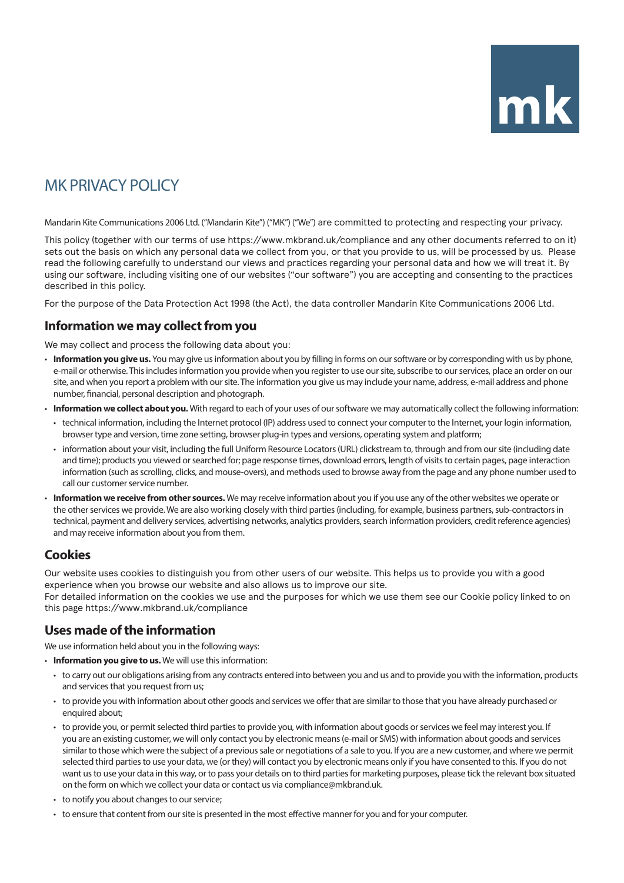mk

# MK PRIVACY POLICY

Mandarin Kite Communications 2006 Ltd. ("Mandarin Kite") ("MK") ("We") are committed to protecting and respecting your privacy.

This policy (together with our terms of use https://www.mkbrand.uk/compliance and any other documents referred to on it) sets out the basis on which any personal data we collect from you, or that you provide to us, will be processed by us. Please read the following carefully to understand our views and practices regarding your personal data and how we will treat it. By using our software, including visiting one of our websites ("our software") you are accepting and consenting to the practices described in this policy.

For the purpose of the Data Protection Act 1998 (the Act), the data controller Mandarin Kite Communications 2006 Ltd.

## Information we may collect from you

We may collect and process the following data about you:

- **Information you give us.** You may give us information about you by filling in forms on our software or by corresponding with us by phone, e-mail or otherwise. This includes information you provide when you register to use our site, subscribe to our services, place an order on our site, and when you report a problem with our site. The information you give us may include your name, address, e-mail address and phone number, financial, personal description and photograph.
- **Information we collect about you.** With regard to each of your uses of our software we may automatically collect the following information:
  - technical information, including the Internet protocol (IP) address used to connect your computer to the Internet, your login information, browser type and version, time zone setting, browser plug-in types and versions, operating system and platform;
  - information about your visit, including the full Uniform Resource Locators (URL) clickstream to, through and from our site (including date and time); products you viewed or searched for; page response times, download errors, length of visits to certain pages, page interaction information (such as scrolling, clicks, and mouse-overs), and methods used to browse away from the page and any phone number used to call our customer service number.
- **Information we receive from other sources.** We may receive information about you if you use any of the other websites we operate or the other services we provide. We are also working closely with third parties (including, for example, business partners, sub-contractors in technical, payment and delivery services, advertising networks, analytics providers, search information providers, credit reference agencies) and may receive information about you from them.

## Cookies

Our website uses cookies to distinguish you from other users of our website. This helps us to provide you with a good experience when you browse our website and also allows us to improve our site.
For detailed information on the cookies we use and the purposes for which we use them see our Cookie policy linked to on this page https://www.mkbrand.uk/compliance

## Uses made of the information

We use information held about you in the following ways:

- **Information you give to us.** We will use this information:
  - to carry out our obligations arising from any contracts entered into between you and us and to provide you with the information, products and services that you request from us;
  - to provide you with information about other goods and services we offer that are similar to those that you have already purchased or enquired about;
  - to provide you, or permit selected third parties to provide you, with information about goods or services we feel may interest you. If you are an existing customer, we will only contact you by electronic means (e-mail or SMS) with information about goods and services similar to those which were the subject of a previous sale or negotiations of a sale to you. If you are a new customer, and where we permit selected third parties to use your data, we (or they) will contact you by electronic means only if you have consented to this. If you do not want us to use your data in this way, or to pass your details on to third parties for marketing purposes, please tick the relevant box situated on the form on which we collect your data or contact us via compliance@mkbrand.uk.
  - to notify you about changes to our service;
  - to ensure that content from our site is presented in the most effective manner for you and for your computer.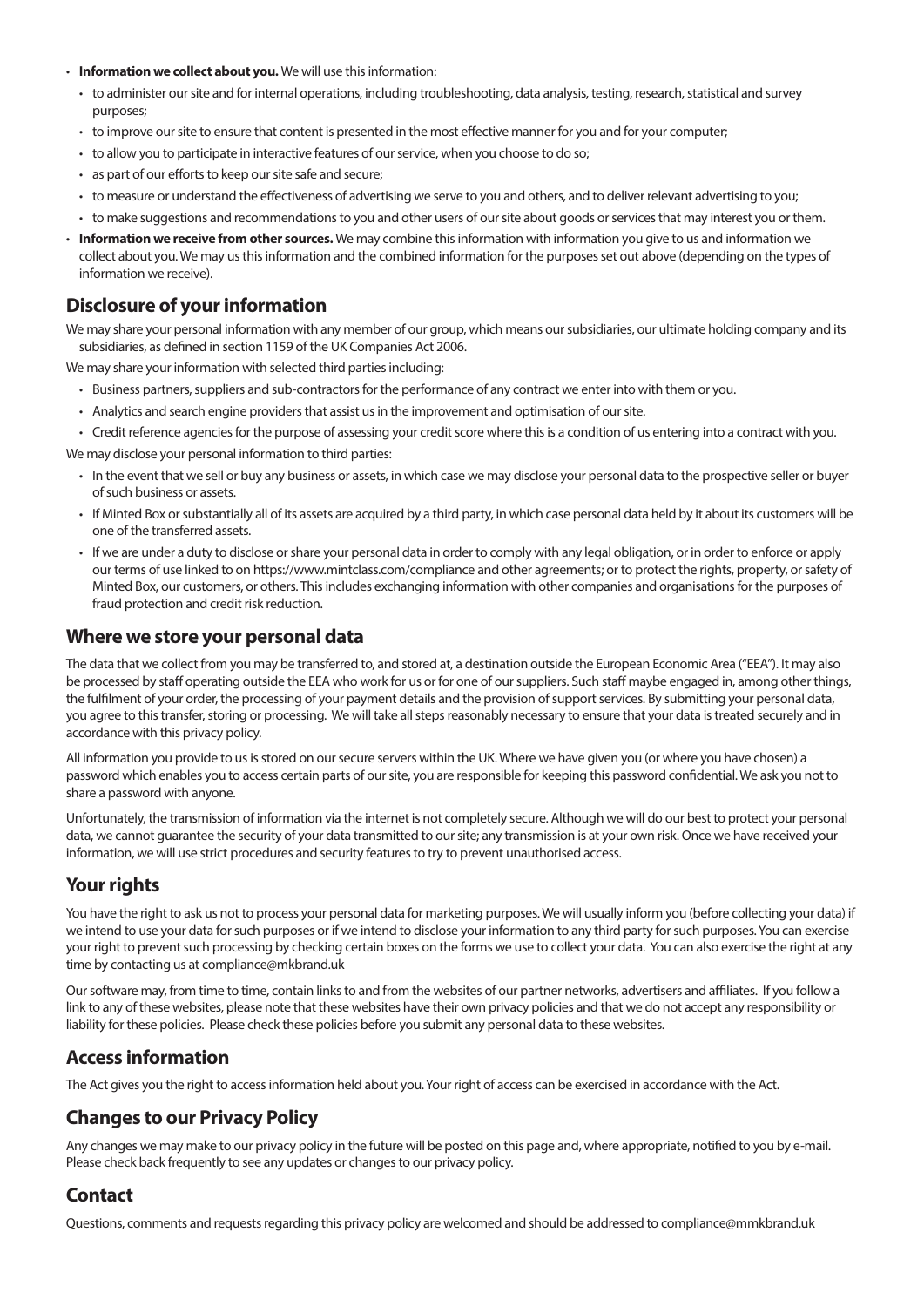- **Information we collect about you.** We will use this information:
  - to administer our site and for internal operations, including troubleshooting, data analysis, testing, research, statistical and survey purposes;
  - to improve our site to ensure that content is presented in the most effective manner for you and for your computer;
  - to allow you to participate in interactive features of our service, when you choose to do so;
  - as part of our efforts to keep our site safe and secure;
  - to measure or understand the effectiveness of advertising we serve to you and others, and to deliver relevant advertising to you;
  - to make suggestions and recommendations to you and other users of our site about goods or services that may interest you or them.
- **Information we receive from other sources.** We may combine this information with information you give to us and information we collect about you. We may us this information and the combined information for the purposes set out above (depending on the types of information we receive).

## Disclosure of your information

We may share your personal information with any member of our group, which means our subsidiaries, our ultimate holding company and its subsidiaries, as defined in section 1159 of the UK Companies Act 2006.

We may share your information with selected third parties including:

- Business partners, suppliers and sub-contractors for the performance of any contract we enter into with them or you.
- Analytics and search engine providers that assist us in the improvement and optimisation of our site.
- Credit reference agencies for the purpose of assessing your credit score where this is a condition of us entering into a contract with you.

We may disclose your personal information to third parties:

- In the event that we sell or buy any business or assets, in which case we may disclose your personal data to the prospective seller or buyer of such business or assets.
- If Minted Box or substantially all of its assets are acquired by a third party, in which case personal data held by it about its customers will be one of the transferred assets.
- If we are under a duty to disclose or share your personal data in order to comply with any legal obligation, or in order to enforce or apply our terms of use linked to on https://www.mintclass.com/compliance and other agreements; or to protect the rights, property, or safety of Minted Box, our customers, or others. This includes exchanging information with other companies and organisations for the purposes of fraud protection and credit risk reduction.

## Where we store your personal data

The data that we collect from you may be transferred to, and stored at, a destination outside the European Economic Area ("EEA"). It may also be processed by staff operating outside the EEA who work for us or for one of our suppliers. Such staff maybe engaged in, among other things, the fulfilment of your order, the processing of your payment details and the provision of support services. By submitting your personal data, you agree to this transfer, storing or processing. We will take all steps reasonably necessary to ensure that your data is treated securely and in accordance with this privacy policy.

All information you provide to us is stored on our secure servers within the UK. Where we have given you (or where you have chosen) a password which enables you to access certain parts of our site, you are responsible for keeping this password confidential. We ask you not to share a password with anyone.

Unfortunately, the transmission of information via the internet is not completely secure. Although we will do our best to protect your personal data, we cannot guarantee the security of your data transmitted to our site; any transmission is at your own risk. Once we have received your information, we will use strict procedures and security features to try to prevent unauthorised access.

## Your rights

You have the right to ask us not to process your personal data for marketing purposes. We will usually inform you (before collecting your data) if we intend to use your data for such purposes or if we intend to disclose your information to any third party for such purposes. You can exercise your right to prevent such processing by checking certain boxes on the forms we use to collect your data. You can also exercise the right at any time by contacting us at compliance@mkbrand.uk

Our software may, from time to time, contain links to and from the websites of our partner networks, advertisers and affiliates. If you follow a link to any of these websites, please note that these websites have their own privacy policies and that we do not accept any responsibility or liability for these policies. Please check these policies before you submit any personal data to these websites.

## Access information

The Act gives you the right to access information held about you. Your right of access can be exercised in accordance with the Act.

## Changes to our Privacy Policy

Any changes we may make to our privacy policy in the future will be posted on this page and, where appropriate, notified to you by e-mail. Please check back frequently to see any updates or changes to our privacy policy.

## Contact

Questions, comments and requests regarding this privacy policy are welcomed and should be addressed to compliance@mmkbrand.uk